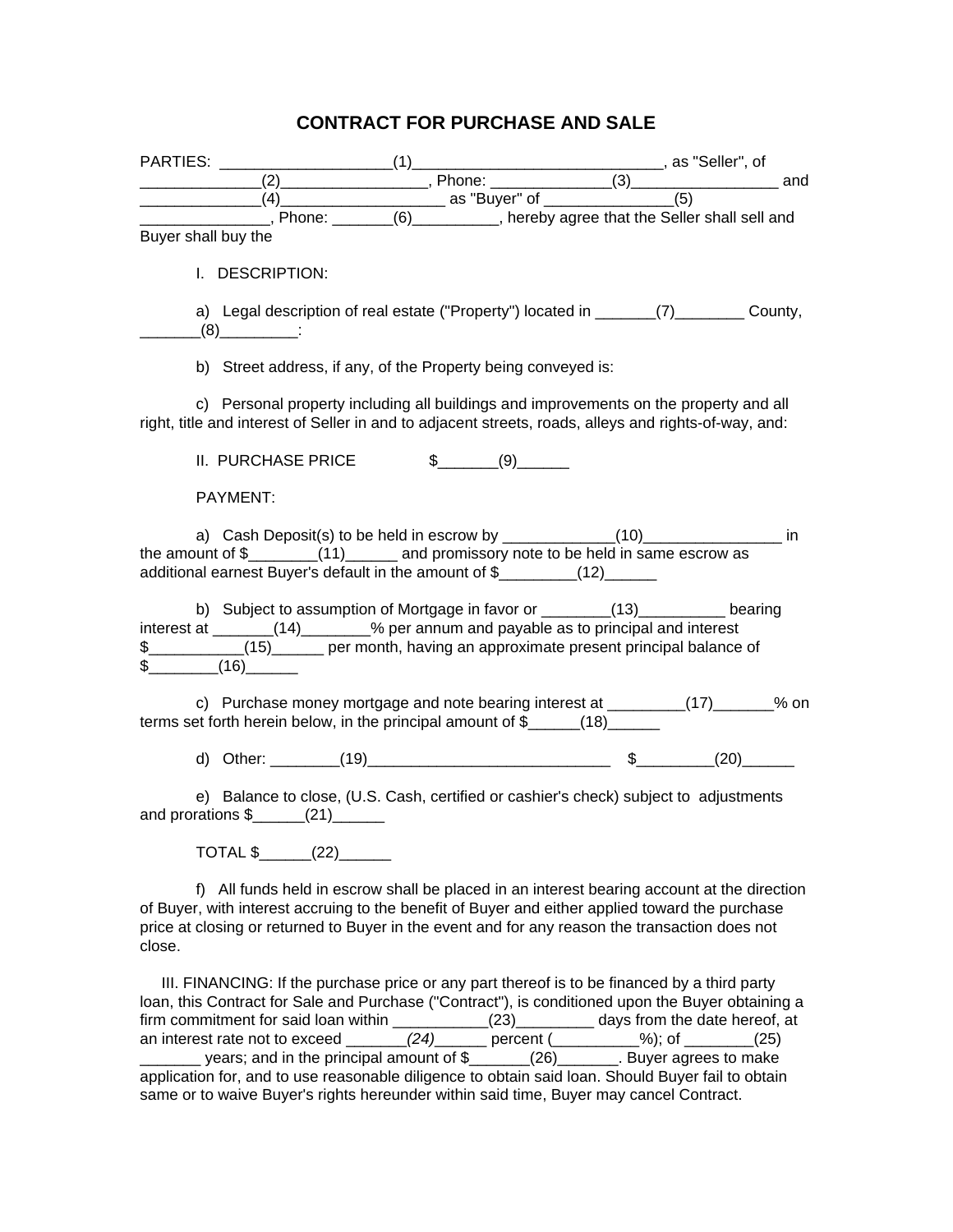# CONTRACT FOR PURCHASE AND SALE

PARTIES: ____________________(1)_____________________________, as "Seller", of ______________(2)_________________, Phone: ______________(3)_________________ and ______________(4)___________________ as "Buyer" of _______________(5) _______________, Phone: _______(6)__________, hereby agree that the Seller shall sell and Buyer shall buy the

I. DESCRIPTION:

a) Legal description of real estate ("Property") located in _______(7)________ County, _______(8)_________:

b) Street address, if any, of the Property being conveyed is:

c) Personal property including all buildings and improvements on the property and all right, title and interest of Seller in and to adjacent streets, roads, alleys and rights-of-way, and:

II. PURCHASE PRICE $_______(9)______

PAYMENT:

a) Cash Deposit(s) to be held in escrow by _____________(10)________________ in the amount of $________(11)______ and promissory note to be held in same escrow as additional earnest Buyer's default in the amount of $_________(12)______

b) Subject to assumption of Mortgage in favor or ________(13)__________ bearing interest at _______(14)________% per annum and payable as to principal and interest $___________(15)______ per month, having an approximate present principal balance of $________(16)______

c) Purchase money mortgage and note bearing interest at _________(17)_______% on terms set forth herein below, in the principal amount of $______(18)______

d) Other: ________(19)_____________________________ $_________(20)______

e) Balance to close, (U.S. Cash, certified or cashier's check) subject to adjustments and prorations $______(21)______

TOTAL $______(22)______

f) All funds held in escrow shall be placed in an interest bearing account at the direction of Buyer, with interest accruing to the benefit of Buyer and either applied toward the purchase price at closing or returned to Buyer in the event and for any reason the transaction does not close.

III. FINANCING: If the purchase price or any part thereof is to be financed by a third party loan, this Contract for Sale and Purchase ("Contract"), is conditioned upon the Buyer obtaining a firm commitment for said loan within ___________(23)_________ days from the date hereof, at an interest rate not to exceed _______*(24)*______ percent (__________%); of ________(25) _______ years; and in the principal amount of $_______(26)_______. Buyer agrees to make application for, and to use reasonable diligence to obtain said loan. Should Buyer fail to obtain same or to waive Buyer's rights hereunder within said time, Buyer may cancel Contract.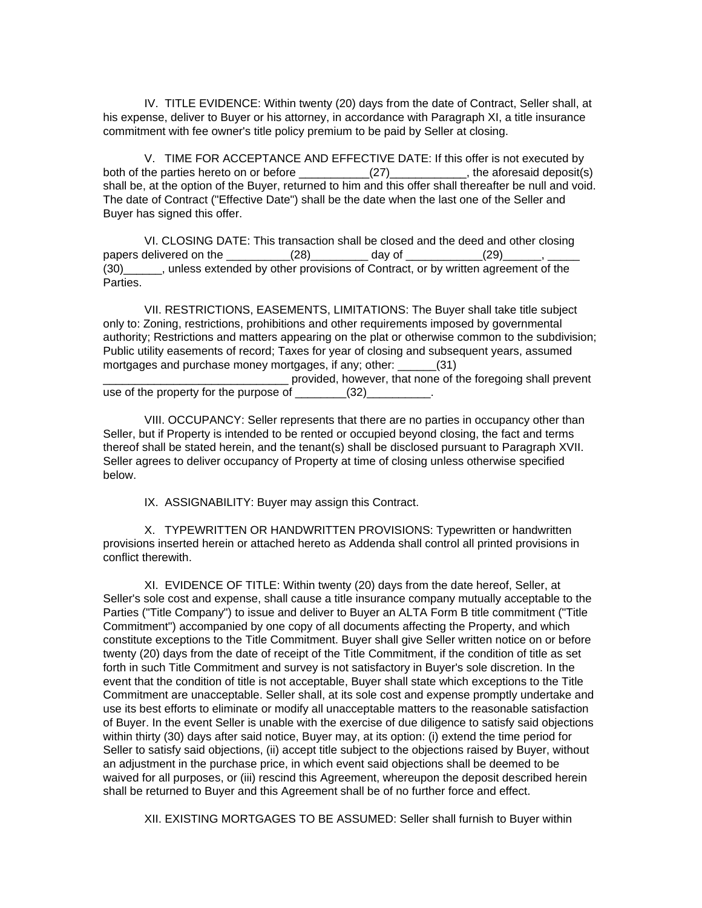IV. TITLE EVIDENCE: Within twenty (20) days from the date of Contract, Seller shall, at his expense, deliver to Buyer or his attorney, in accordance with Paragraph XI, a title insurance commitment with fee owner's title policy premium to be paid by Seller at closing.

V. TIME FOR ACCEPTANCE AND EFFECTIVE DATE: If this offer is not executed by both of the parties hereto on or before ___________(27)____________, the aforesaid deposit(s) shall be, at the option of the Buyer, returned to him and this offer shall thereafter be null and void. The date of Contract ("Effective Date") shall be the date when the last one of the Seller and Buyer has signed this offer.

VI. CLOSING DATE: This transaction shall be closed and the deed and other closing papers delivered on the __________(28)_________ day of ____________(29)______, _____ (30)______, unless extended by other provisions of Contract, or by written agreement of the Parties.

VII. RESTRICTIONS, EASEMENTS, LIMITATIONS: The Buyer shall take title subject only to: Zoning, restrictions, prohibitions and other requirements imposed by governmental authority; Restrictions and matters appearing on the plat or otherwise common to the subdivision; Public utility easements of record; Taxes for year of closing and subsequent years, assumed mortgages and purchase money mortgages, if any; other: ______(31) ______________________________ provided, however, that none of the foregoing shall prevent use of the property for the purpose of ________(32)__________.

VIII. OCCUPANCY: Seller represents that there are no parties in occupancy other than Seller, but if Property is intended to be rented or occupied beyond closing, the fact and terms thereof shall be stated herein, and the tenant(s) shall be disclosed pursuant to Paragraph XVII. Seller agrees to deliver occupancy of Property at time of closing unless otherwise specified below.

IX. ASSIGNABILITY: Buyer may assign this Contract.

X. TYPEWRITTEN OR HANDWRITTEN PROVISIONS: Typewritten or handwritten provisions inserted herein or attached hereto as Addenda shall control all printed provisions in conflict therewith.

XI. EVIDENCE OF TITLE: Within twenty (20) days from the date hereof, Seller, at Seller's sole cost and expense, shall cause a title insurance company mutually acceptable to the Parties ("Title Company") to issue and deliver to Buyer an ALTA Form B title commitment ("Title Commitment") accompanied by one copy of all documents affecting the Property, and which constitute exceptions to the Title Commitment. Buyer shall give Seller written notice on or before twenty (20) days from the date of receipt of the Title Commitment, if the condition of title as set forth in such Title Commitment and survey is not satisfactory in Buyer's sole discretion. In the event that the condition of title is not acceptable, Buyer shall state which exceptions to the Title Commitment are unacceptable. Seller shall, at its sole cost and expense promptly undertake and use its best efforts to eliminate or modify all unacceptable matters to the reasonable satisfaction of Buyer. In the event Seller is unable with the exercise of due diligence to satisfy said objections within thirty (30) days after said notice, Buyer may, at its option: (i) extend the time period for Seller to satisfy said objections, (ii) accept title subject to the objections raised by Buyer, without an adjustment in the purchase price, in which event said objections shall be deemed to be waived for all purposes, or (iii) rescind this Agreement, whereupon the deposit described herein shall be returned to Buyer and this Agreement shall be of no further force and effect.

XII. EXISTING MORTGAGES TO BE ASSUMED: Seller shall furnish to Buyer within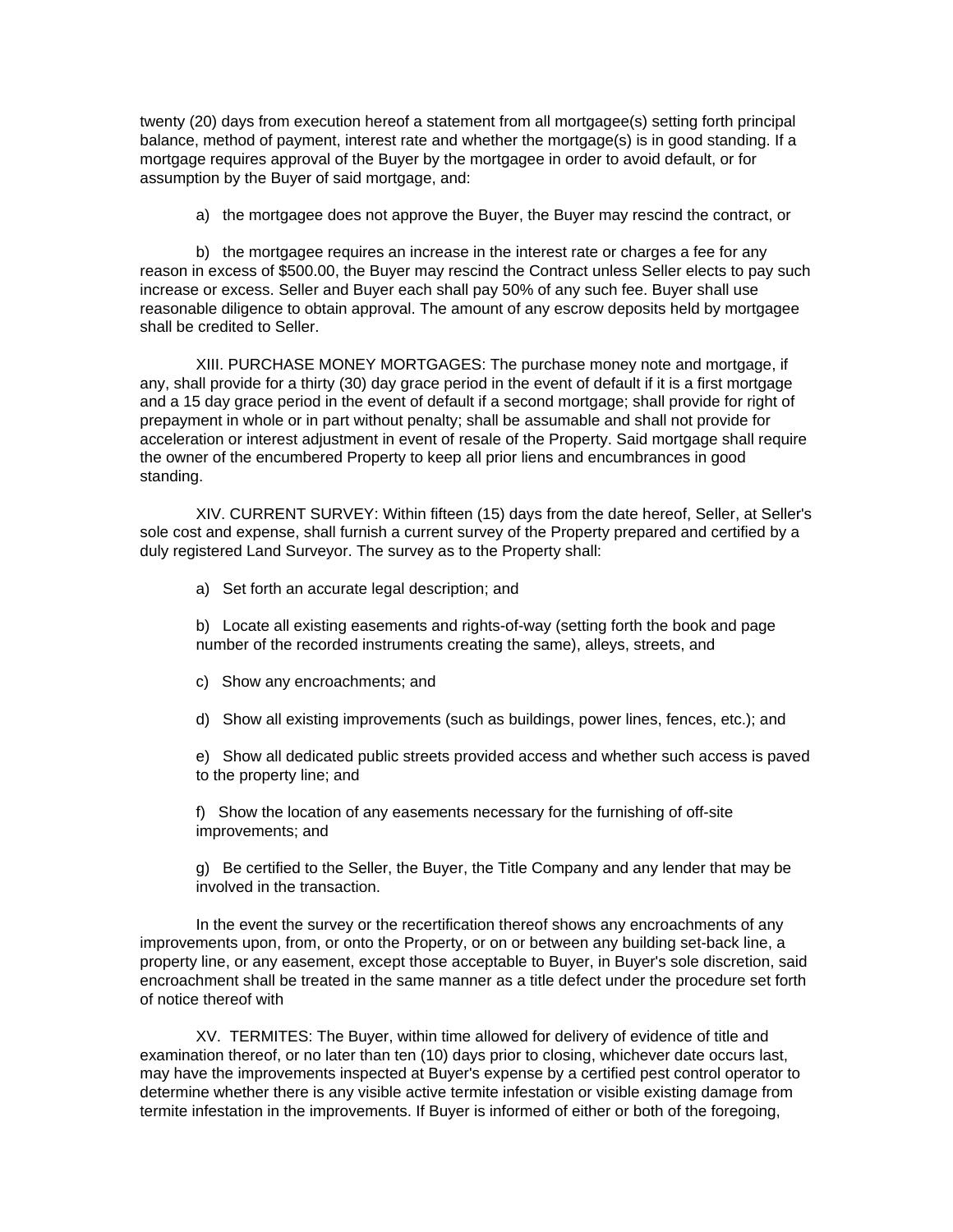twenty (20) days from execution hereof a statement from all mortgagee(s) setting forth principal balance, method of payment, interest rate and whether the mortgage(s) is in good standing. If a mortgage requires approval of the Buyer by the mortgagee in order to avoid default, or for assumption by the Buyer of said mortgage, and:

a) the mortgagee does not approve the Buyer, the Buyer may rescind the contract, or

b) the mortgagee requires an increase in the interest rate or charges a fee for any reason in excess of $500.00, the Buyer may rescind the Contract unless Seller elects to pay such increase or excess. Seller and Buyer each shall pay 50% of any such fee. Buyer shall use reasonable diligence to obtain approval. The amount of any escrow deposits held by mortgagee shall be credited to Seller.

XIII. PURCHASE MONEY MORTGAGES: The purchase money note and mortgage, if any, shall provide for a thirty (30) day grace period in the event of default if it is a first mortgage and a 15 day grace period in the event of default if a second mortgage; shall provide for right of prepayment in whole or in part without penalty; shall be assumable and shall not provide for acceleration or interest adjustment in event of resale of the Property. Said mortgage shall require the owner of the encumbered Property to keep all prior liens and encumbrances in good standing.

XIV. CURRENT SURVEY: Within fifteen (15) days from the date hereof, Seller, at Seller's sole cost and expense, shall furnish a current survey of the Property prepared and certified by a duly registered Land Surveyor. The survey as to the Property shall:

a) Set forth an accurate legal description; and

b) Locate all existing easements and rights-of-way (setting forth the book and page number of the recorded instruments creating the same), alleys, streets, and

c) Show any encroachments; and

d) Show all existing improvements (such as buildings, power lines, fences, etc.); and

e) Show all dedicated public streets provided access and whether such access is paved to the property line; and

f) Show the location of any easements necessary for the furnishing of off-site improvements; and

g) Be certified to the Seller, the Buyer, the Title Company and any lender that may be involved in the transaction.

In the event the survey or the recertification thereof shows any encroachments of any improvements upon, from, or onto the Property, or on or between any building set-back line, a property line, or any easement, except those acceptable to Buyer, in Buyer's sole discretion, said encroachment shall be treated in the same manner as a title defect under the procedure set forth of notice thereof with

XV. TERMITES: The Buyer, within time allowed for delivery of evidence of title and examination thereof, or no later than ten (10) days prior to closing, whichever date occurs last, may have the improvements inspected at Buyer's expense by a certified pest control operator to determine whether there is any visible active termite infestation or visible existing damage from termite infestation in the improvements. If Buyer is informed of either or both of the foregoing,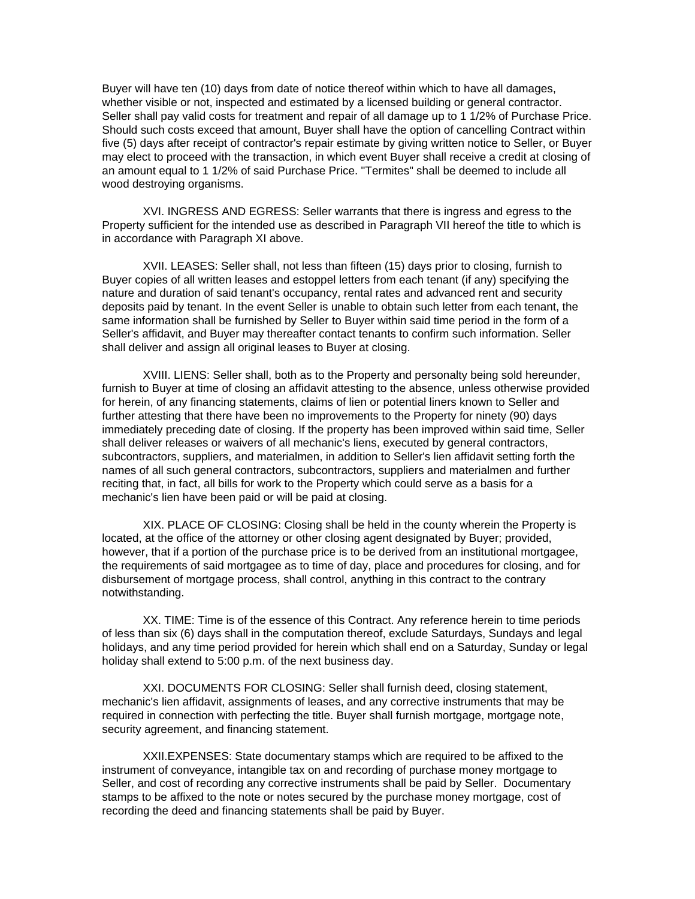Buyer will have ten (10) days from date of notice thereof within which to have all damages, whether visible or not, inspected and estimated by a licensed building or general contractor. Seller shall pay valid costs for treatment and repair of all damage up to 1 1/2% of Purchase Price. Should such costs exceed that amount, Buyer shall have the option of cancelling Contract within five (5) days after receipt of contractor's repair estimate by giving written notice to Seller, or Buyer may elect to proceed with the transaction, in which event Buyer shall receive a credit at closing of an amount equal to 1 1/2% of said Purchase Price. "Termites" shall be deemed to include all wood destroying organisms.

XVI. INGRESS AND EGRESS: Seller warrants that there is ingress and egress to the Property sufficient for the intended use as described in Paragraph VII hereof the title to which is in accordance with Paragraph XI above.

XVII. LEASES: Seller shall, not less than fifteen (15) days prior to closing, furnish to Buyer copies of all written leases and estoppel letters from each tenant (if any) specifying the nature and duration of said tenant's occupancy, rental rates and advanced rent and security deposits paid by tenant. In the event Seller is unable to obtain such letter from each tenant, the same information shall be furnished by Seller to Buyer within said time period in the form of a Seller's affidavit, and Buyer may thereafter contact tenants to confirm such information. Seller shall deliver and assign all original leases to Buyer at closing.

XVIII. LIENS: Seller shall, both as to the Property and personalty being sold hereunder, furnish to Buyer at time of closing an affidavit attesting to the absence, unless otherwise provided for herein, of any financing statements, claims of lien or potential liners known to Seller and further attesting that there have been no improvements to the Property for ninety (90) days immediately preceding date of closing. If the property has been improved within said time, Seller shall deliver releases or waivers of all mechanic's liens, executed by general contractors, subcontractors, suppliers, and materialmen, in addition to Seller's lien affidavit setting forth the names of all such general contractors, subcontractors, suppliers and materialmen and further reciting that, in fact, all bills for work to the Property which could serve as a basis for a mechanic's lien have been paid or will be paid at closing.

XIX. PLACE OF CLOSING: Closing shall be held in the county wherein the Property is located, at the office of the attorney or other closing agent designated by Buyer; provided, however, that if a portion of the purchase price is to be derived from an institutional mortgagee, the requirements of said mortgagee as to time of day, place and procedures for closing, and for disbursement of mortgage process, shall control, anything in this contract to the contrary notwithstanding.

XX. TIME: Time is of the essence of this Contract. Any reference herein to time periods of less than six (6) days shall in the computation thereof, exclude Saturdays, Sundays and legal holidays, and any time period provided for herein which shall end on a Saturday, Sunday or legal holiday shall extend to 5:00 p.m. of the next business day.

XXI. DOCUMENTS FOR CLOSING: Seller shall furnish deed, closing statement, mechanic's lien affidavit, assignments of leases, and any corrective instruments that may be required in connection with perfecting the title. Buyer shall furnish mortgage, mortgage note, security agreement, and financing statement.

XXII.EXPENSES: State documentary stamps which are required to be affixed to the instrument of conveyance, intangible tax on and recording of purchase money mortgage to Seller, and cost of recording any corrective instruments shall be paid by Seller. Documentary stamps to be affixed to the note or notes secured by the purchase money mortgage, cost of recording the deed and financing statements shall be paid by Buyer.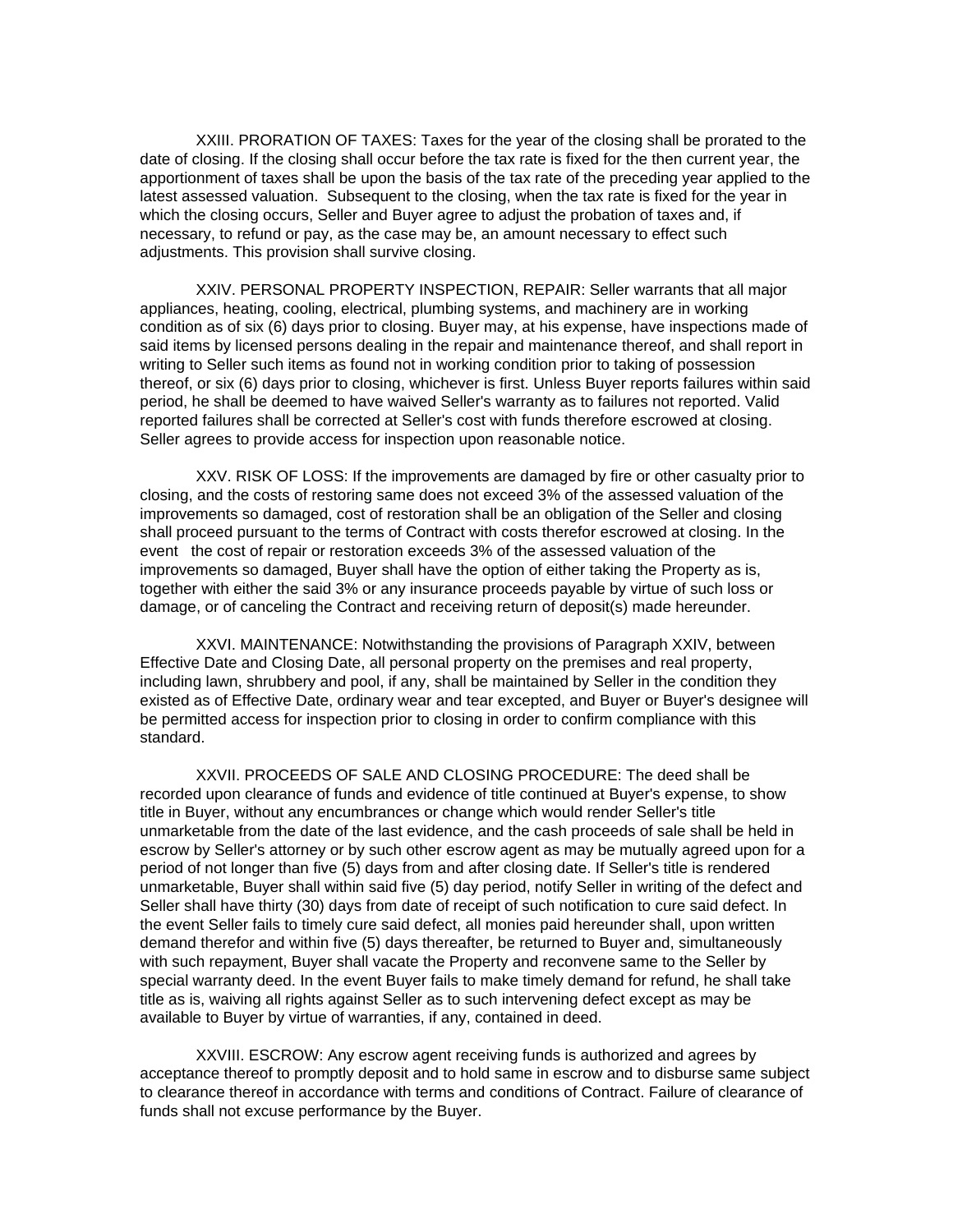XXIII. PRORATION OF TAXES: Taxes for the year of the closing shall be prorated to the date of closing. If the closing shall occur before the tax rate is fixed for the then current year, the apportionment of taxes shall be upon the basis of the tax rate of the preceding year applied to the latest assessed valuation. Subsequent to the closing, when the tax rate is fixed for the year in which the closing occurs, Seller and Buyer agree to adjust the probation of taxes and, if necessary, to refund or pay, as the case may be, an amount necessary to effect such adjustments. This provision shall survive closing.

XXIV. PERSONAL PROPERTY INSPECTION, REPAIR: Seller warrants that all major appliances, heating, cooling, electrical, plumbing systems, and machinery are in working condition as of six (6) days prior to closing. Buyer may, at his expense, have inspections made of said items by licensed persons dealing in the repair and maintenance thereof, and shall report in writing to Seller such items as found not in working condition prior to taking of possession thereof, or six (6) days prior to closing, whichever is first. Unless Buyer reports failures within said period, he shall be deemed to have waived Seller's warranty as to failures not reported. Valid reported failures shall be corrected at Seller's cost with funds therefore escrowed at closing. Seller agrees to provide access for inspection upon reasonable notice.

XXV. RISK OF LOSS: If the improvements are damaged by fire or other casualty prior to closing, and the costs of restoring same does not exceed 3% of the assessed valuation of the improvements so damaged, cost of restoration shall be an obligation of the Seller and closing shall proceed pursuant to the terms of Contract with costs therefor escrowed at closing. In the event the cost of repair or restoration exceeds 3% of the assessed valuation of the improvements so damaged, Buyer shall have the option of either taking the Property as is, together with either the said 3% or any insurance proceeds payable by virtue of such loss or damage, or of canceling the Contract and receiving return of deposit(s) made hereunder.

XXVI. MAINTENANCE: Notwithstanding the provisions of Paragraph XXIV, between Effective Date and Closing Date, all personal property on the premises and real property, including lawn, shrubbery and pool, if any, shall be maintained by Seller in the condition they existed as of Effective Date, ordinary wear and tear excepted, and Buyer or Buyer's designee will be permitted access for inspection prior to closing in order to confirm compliance with this standard.

XXVII. PROCEEDS OF SALE AND CLOSING PROCEDURE: The deed shall be recorded upon clearance of funds and evidence of title continued at Buyer's expense, to show title in Buyer, without any encumbrances or change which would render Seller's title unmarketable from the date of the last evidence, and the cash proceeds of sale shall be held in escrow by Seller's attorney or by such other escrow agent as may be mutually agreed upon for a period of not longer than five (5) days from and after closing date. If Seller's title is rendered unmarketable, Buyer shall within said five (5) day period, notify Seller in writing of the defect and Seller shall have thirty (30) days from date of receipt of such notification to cure said defect. In the event Seller fails to timely cure said defect, all monies paid hereunder shall, upon written demand therefor and within five (5) days thereafter, be returned to Buyer and, simultaneously with such repayment, Buyer shall vacate the Property and reconvene same to the Seller by special warranty deed. In the event Buyer fails to make timely demand for refund, he shall take title as is, waiving all rights against Seller as to such intervening defect except as may be available to Buyer by virtue of warranties, if any, contained in deed.

XXVIII. ESCROW: Any escrow agent receiving funds is authorized and agrees by acceptance thereof to promptly deposit and to hold same in escrow and to disburse same subject to clearance thereof in accordance with terms and conditions of Contract. Failure of clearance of funds shall not excuse performance by the Buyer.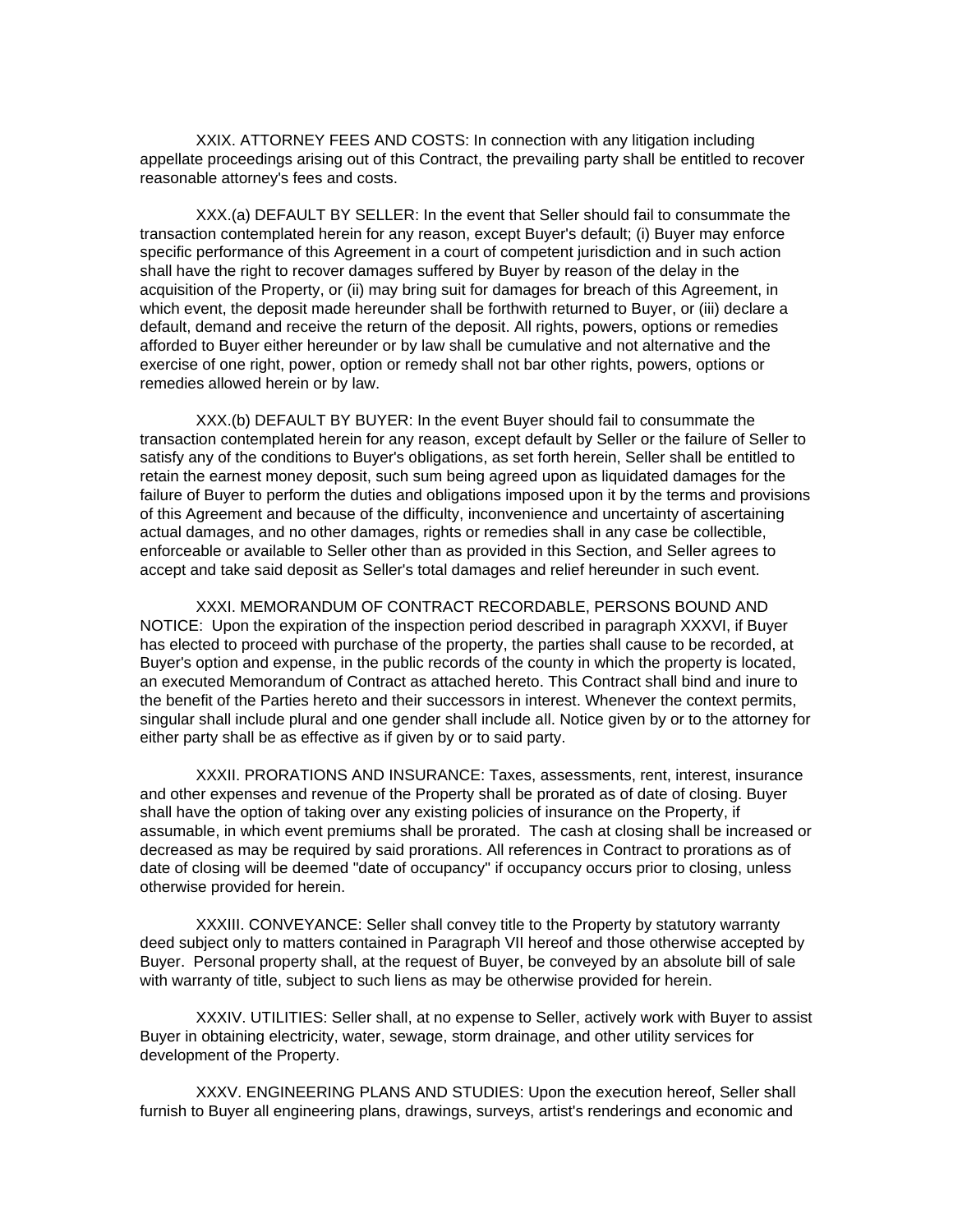XXIX. ATTORNEY FEES AND COSTS: In connection with any litigation including appellate proceedings arising out of this Contract, the prevailing party shall be entitled to recover reasonable attorney's fees and costs.

XXX.(a) DEFAULT BY SELLER: In the event that Seller should fail to consummate the transaction contemplated herein for any reason, except Buyer's default; (i) Buyer may enforce specific performance of this Agreement in a court of competent jurisdiction and in such action shall have the right to recover damages suffered by Buyer by reason of the delay in the acquisition of the Property, or (ii) may bring suit for damages for breach of this Agreement, in which event, the deposit made hereunder shall be forthwith returned to Buyer, or (iii) declare a default, demand and receive the return of the deposit. All rights, powers, options or remedies afforded to Buyer either hereunder or by law shall be cumulative and not alternative and the exercise of one right, power, option or remedy shall not bar other rights, powers, options or remedies allowed herein or by law.

XXX.(b) DEFAULT BY BUYER: In the event Buyer should fail to consummate the transaction contemplated herein for any reason, except default by Seller or the failure of Seller to satisfy any of the conditions to Buyer's obligations, as set forth herein, Seller shall be entitled to retain the earnest money deposit, such sum being agreed upon as liquidated damages for the failure of Buyer to perform the duties and obligations imposed upon it by the terms and provisions of this Agreement and because of the difficulty, inconvenience and uncertainty of ascertaining actual damages, and no other damages, rights or remedies shall in any case be collectible, enforceable or available to Seller other than as provided in this Section, and Seller agrees to accept and take said deposit as Seller's total damages and relief hereunder in such event.

XXXI. MEMORANDUM OF CONTRACT RECORDABLE, PERSONS BOUND AND NOTICE: Upon the expiration of the inspection period described in paragraph XXXVI, if Buyer has elected to proceed with purchase of the property, the parties shall cause to be recorded, at Buyer's option and expense, in the public records of the county in which the property is located, an executed Memorandum of Contract as attached hereto. This Contract shall bind and inure to the benefit of the Parties hereto and their successors in interest. Whenever the context permits, singular shall include plural and one gender shall include all. Notice given by or to the attorney for either party shall be as effective as if given by or to said party.

XXXII. PRORATIONS AND INSURANCE: Taxes, assessments, rent, interest, insurance and other expenses and revenue of the Property shall be prorated as of date of closing. Buyer shall have the option of taking over any existing policies of insurance on the Property, if assumable, in which event premiums shall be prorated. The cash at closing shall be increased or decreased as may be required by said prorations. All references in Contract to prorations as of date of closing will be deemed "date of occupancy" if occupancy occurs prior to closing, unless otherwise provided for herein.

XXXIII. CONVEYANCE: Seller shall convey title to the Property by statutory warranty deed subject only to matters contained in Paragraph VII hereof and those otherwise accepted by Buyer. Personal property shall, at the request of Buyer, be conveyed by an absolute bill of sale with warranty of title, subject to such liens as may be otherwise provided for herein.

XXXIV. UTILITIES: Seller shall, at no expense to Seller, actively work with Buyer to assist Buyer in obtaining electricity, water, sewage, storm drainage, and other utility services for development of the Property.

XXXV. ENGINEERING PLANS AND STUDIES: Upon the execution hereof, Seller shall furnish to Buyer all engineering plans, drawings, surveys, artist's renderings and economic and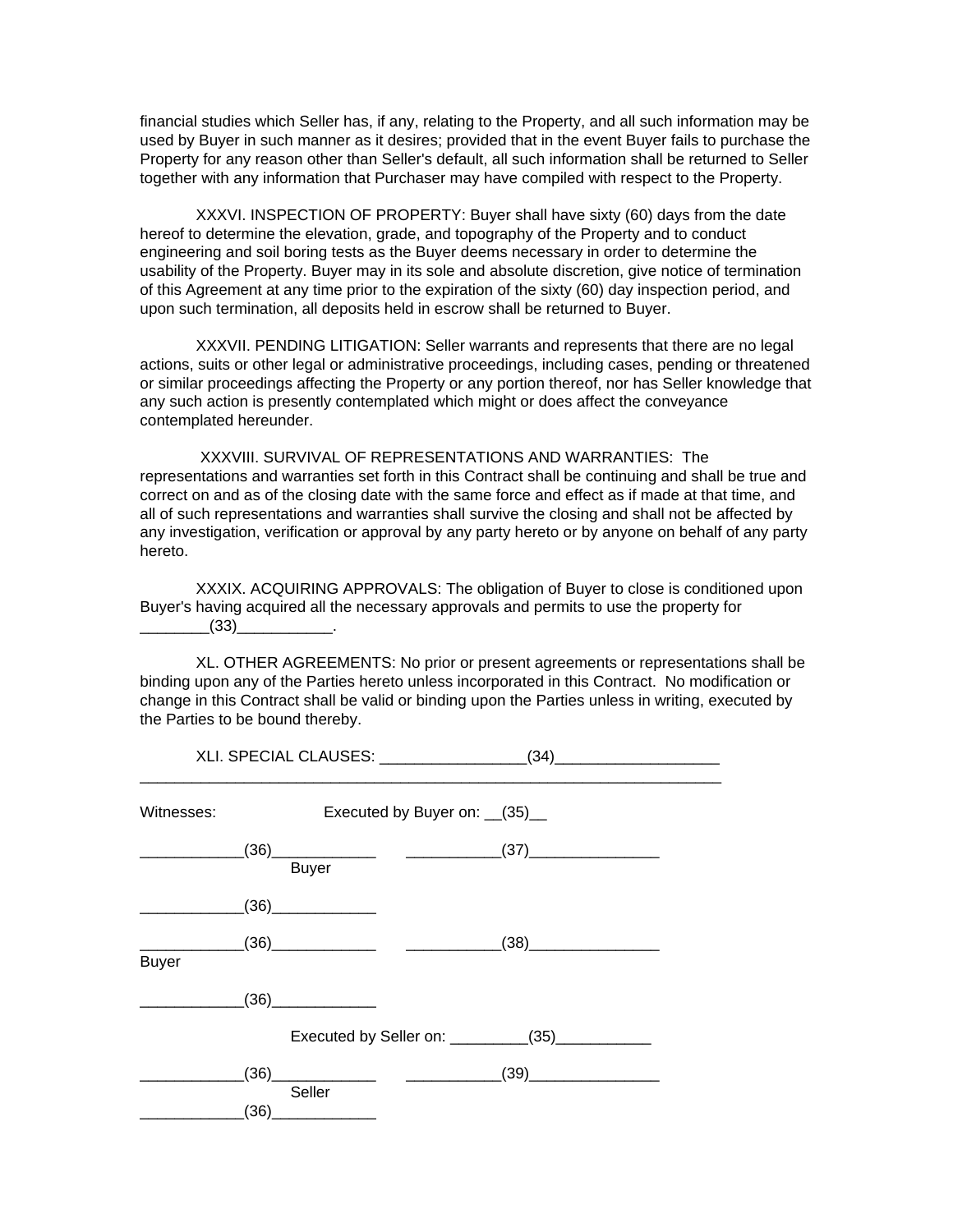financial studies which Seller has, if any, relating to the Property, and all such information may be used by Buyer in such manner as it desires; provided that in the event Buyer fails to purchase the Property for any reason other than Seller's default, all such information shall be returned to Seller together with any information that Purchaser may have compiled with respect to the Property.

XXXVI. INSPECTION OF PROPERTY: Buyer shall have sixty (60) days from the date hereof to determine the elevation, grade, and topography of the Property and to conduct engineering and soil boring tests as the Buyer deems necessary in order to determine the usability of the Property. Buyer may in its sole and absolute discretion, give notice of termination of this Agreement at any time prior to the expiration of the sixty (60) day inspection period, and upon such termination, all deposits held in escrow shall be returned to Buyer.

XXXVII. PENDING LITIGATION: Seller warrants and represents that there are no legal actions, suits or other legal or administrative proceedings, including cases, pending or threatened or similar proceedings affecting the Property or any portion thereof, nor has Seller knowledge that any such action is presently contemplated which might or does affect the conveyance contemplated hereunder.

XXXVIII. SURVIVAL OF REPRESENTATIONS AND WARRANTIES: The representations and warranties set forth in this Contract shall be continuing and shall be true and correct on and as of the closing date with the same force and effect as if made at that time, and all of such representations and warranties shall survive the closing and shall not be affected by any investigation, verification or approval by any party hereto or by anyone on behalf of any party hereto.

XXXIX. ACQUIRING APPROVALS: The obligation of Buyer to close is conditioned upon Buyer's having acquired all the necessary approvals and permits to use the property for ________(33)___________.

XL. OTHER AGREEMENTS: No prior or present agreements or representations shall be binding upon any of the Parties hereto unless incorporated in this Contract. No modification or change in this Contract shall be valid or binding upon the Parties unless in writing, executed by the Parties to be bound thereby.

XLI. SPECIAL CLAUSES: _________________(34)___________________
_______________________________________________________________________

Witnesses: Executed by Buyer on: __(35)__

____________(36)____________ ___________(37)_______________
Buyer

____________(36)____________

____________(36)____________ ___________(38)_______________
Buyer

____________(36)____________

Executed by Seller on: _________(35)___________

____________(36)____________ ___________(39)_______________
Seller

____________(36)____________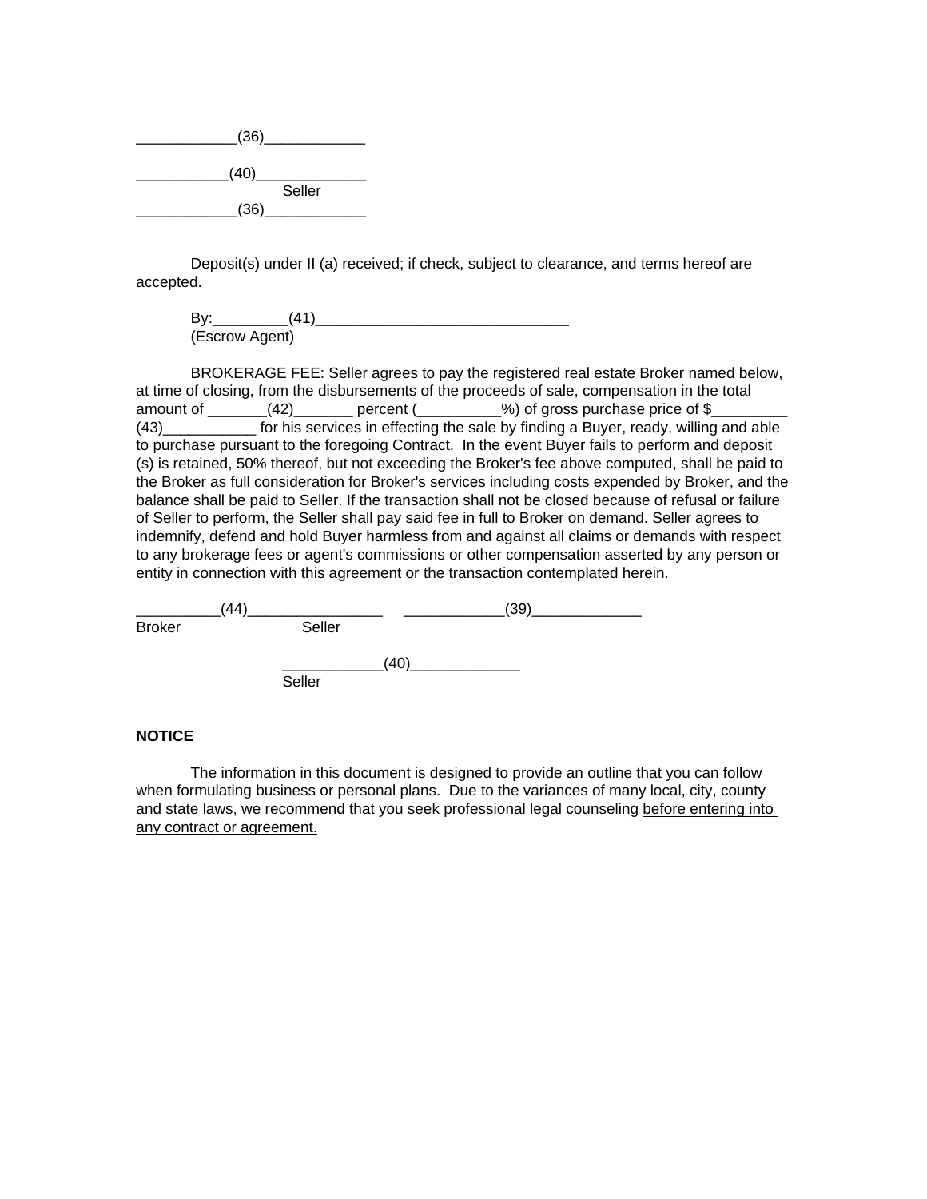\_\_\_\_\_\_\_\_\_\_\_\_(36)\_\_\_\_\_\_\_\_\_\_\_\_

\_\_\_\_\_\_\_\_\_\_\_(40)\_\_\_\_\_\_\_\_\_\_\_\_\_
Seller
\_\_\_\_\_\_\_\_\_\_\_\_(36)\_\_\_\_\_\_\_\_\_\_\_\_

Deposit(s) under II (a) received; if check, subject to clearance, and terms hereof are accepted.

By:\_\_\_\_\_\_\_\_\_(41)\_\_\_\_\_\_\_\_\_\_\_\_\_\_\_\_\_\_\_\_\_\_\_\_\_\_\_\_\_\_\_
(Escrow Agent)

BROKERAGE FEE: Seller agrees to pay the registered real estate Broker named below, at time of closing, from the disbursements of the proceeds of sale, compensation in the total amount of \_\_\_\_\_\_\_(42)\_\_\_\_\_\_\_ percent (\_\_\_\_\_\_\_\_\_\_%) of gross purchase price of $\_\_\_\_\_\_\_\_\_ (43)\_\_\_\_\_\_\_\_\_\_\_ for his services in effecting the sale by finding a Buyer, ready, willing and able to purchase pursuant to the foregoing Contract. In the event Buyer fails to perform and deposit (s) is retained, 50% thereof, but not exceeding the Broker's fee above computed, shall be paid to the Broker as full consideration for Broker's services including costs expended by Broker, and the balance shall be paid to Seller. If the transaction shall not be closed because of refusal or failure of Seller to perform, the Seller shall pay said fee in full to Broker on demand. Seller agrees to indemnify, defend and hold Buyer harmless from and against all claims or demands with respect to any brokerage fees or agent's commissions or other compensation asserted by any person or entity in connection with this agreement or the transaction contemplated herein.

\_\_\_\_\_\_\_\_\_\_(44)\_\_\_\_\_\_\_\_\_\_\_\_\_\_\_\_ \_\_\_\_\_\_\_\_\_\_\_\_(39)\_\_\_\_\_\_\_\_\_\_\_\_\_
Broker Seller

\_\_\_\_\_\_\_\_\_\_\_\_(40)\_\_\_\_\_\_\_\_\_\_\_\_\_
Seller

**NOTICE**

The information in this document is designed to provide an outline that you can follow when formulating business or personal plans. Due to the variances of many local, city, county and state laws, we recommend that you seek professional legal counseling <u>before entering into any contract or agreement.</u>